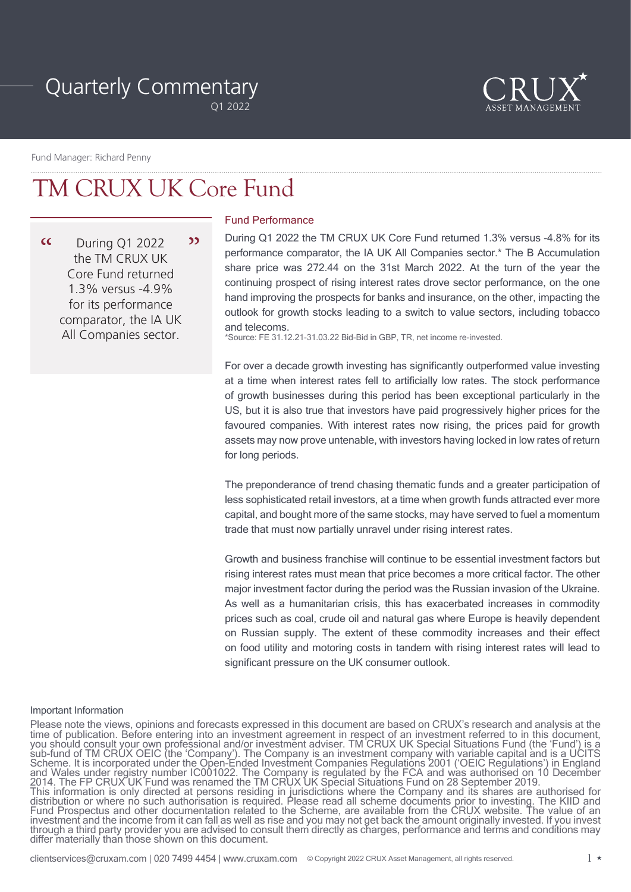# Quarterly Commentary

Q1 2022

CRUX ASSET MANAGEMENT

Fund Manager: Richard Penny

# TM CRUX UK Core Fund

> "During Q1 2022 the TM CRUX UK Core Fund returned 1.3% versus -4.9% for its performance comparator, the IA UK All Companies sector."

## Fund Performance

During Q1 2022 the TM CRUX UK Core Fund returned 1.3% versus -4.8% for its performance comparator, the IA UK All Companies sector.* The B Accumulation share price was 272.44 on the 31st March 2022. At the turn of the year the continuing prospect of rising interest rates drove sector performance, on the one hand improving the prospects for banks and insurance, on the other, impacting the outlook for growth stocks leading to a switch to value sectors, including tobacco and telecoms.

*Source: FE 31.12.21-31.03.22 Bid-Bid in GBP, TR, net income re-invested.

For over a decade growth investing has significantly outperformed value investing at a time when interest rates fell to artificially low rates. The stock performance of growth businesses during this period has been exceptional particularly in the US, but it is also true that investors have paid progressively higher prices for the favoured companies. With interest rates now rising, the prices paid for growth assets may now prove untenable, with investors having locked in low rates of return for long periods.

The preponderance of trend chasing thematic funds and a greater participation of less sophisticated retail investors, at a time when growth funds attracted ever more capital, and bought more of the same stocks, may have served to fuel a momentum trade that must now partially unravel under rising interest rates.

Growth and business franchise will continue to be essential investment factors but rising interest rates must mean that price becomes a more critical factor. The other major investment factor during the period was the Russian invasion of the Ukraine. As well as a humanitarian crisis, this has exacerbated increases in commodity prices such as coal, crude oil and natural gas where Europe is heavily dependent on Russian supply. The extent of these commodity increases and their effect on food utility and motoring costs in tandem with rising interest rates will lead to significant pressure on the UK consumer outlook.

### Important Information

Please note the views, opinions and forecasts expressed in this document are based on CRUX's research and analysis at the time of publication. Before entering into an investment agreement in respect of an investment referred to in this document, you should consult your own professional and/or investment adviser. TM CRUX UK Special Situations Fund (the 'Fund') is a sub-fund of TM CRUX OEIC (the 'Company'). The Company is an investment company with variable capital and is a UCITS Scheme. It is incorporated under the Open-Ended Investment Companies Regulations 2001 ('OEIC Regulations') in England and Wales under registry number IC001022. The Company is regulated by the FCA and was authorised on 10 December 2014. The FP CRUX UK Fund was renamed the TM CRUX UK Special Situations Fund on 28 September 2019.
This information is only directed at persons residing in jurisdictions where the Company and its shares are authorised for distribution or where no such authorisation is required. Please read all scheme documents prior to investing. The KIID and Fund Prospectus and other documentation related to the Scheme, are available from the CRUX website. The value of an investment and the income from it can fall as well as rise and you may not get back the amount originally invested. If you invest through a third party provider you are advised to consult them directly as charges, performance and terms and conditions may differ materially than those shown on this document.

clientservices@cruxam.com | 020 7499 4454 | www.cruxam.com © Copyright 2022 CRUX Asset Management, all rights reserved.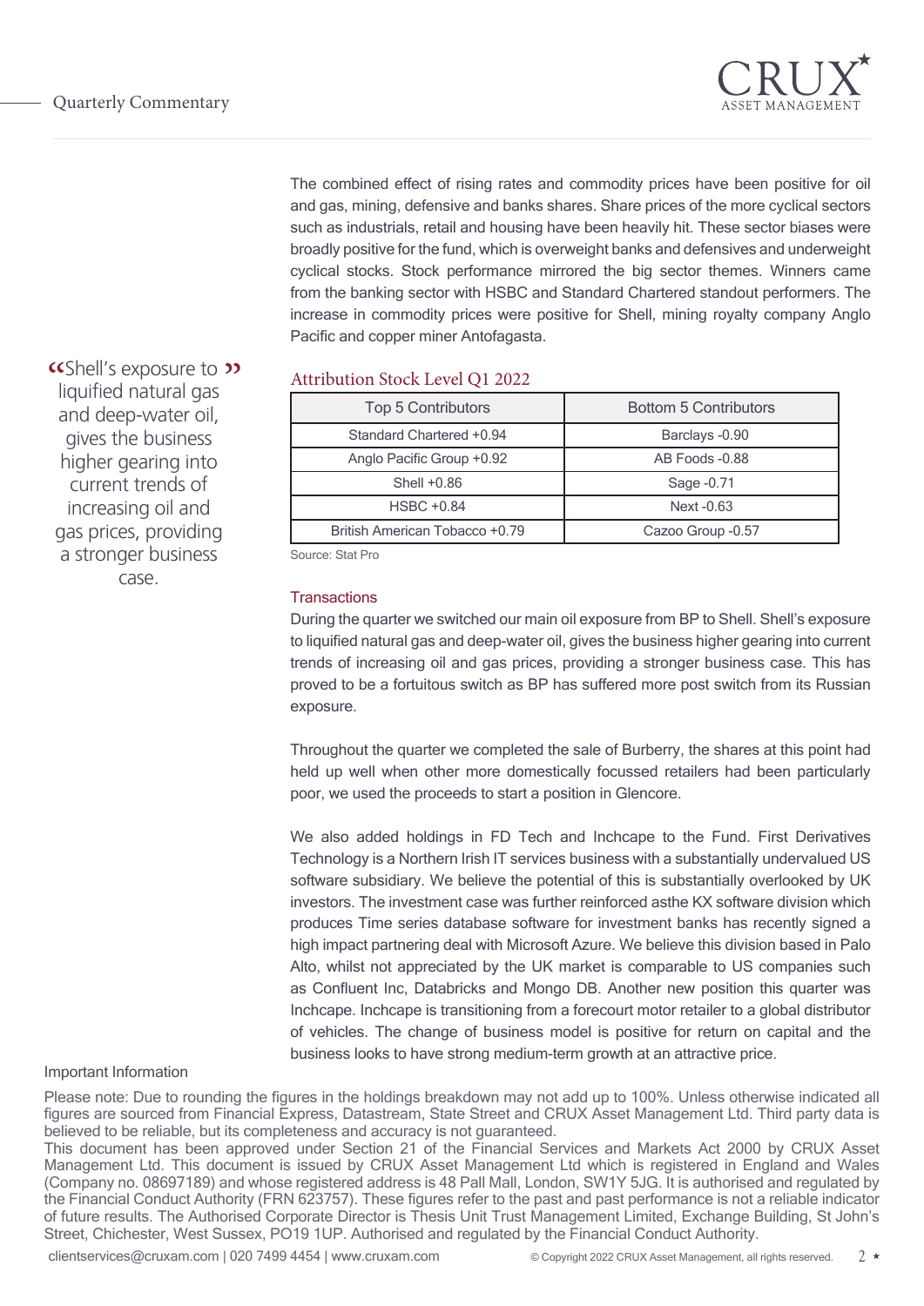The combined effect of rising rates and commodity prices have been positive for oil and gas, mining, defensive and banks shares. Share prices of the more cyclical sectors such as industrials, retail and housing have been heavily hit. These sector biases were broadly positive for the fund, which is overweight banks and defensives and underweight cyclical stocks. Stock performance mirrored the big sector themes. Winners came from the banking sector with HSBC and Standard Chartered standout performers. The increase in commodity prices were positive for Shell, mining royalty company Anglo Pacific and copper miner Antofagasta.

> "Shell's exposure to liquified natural gas and deep-water oil, gives the business higher gearing into current trends of increasing oil and gas prices, providing a stronger business case."

### Attribution Stock Level Q1 2022

| Top 5 Contributors | Bottom 5 Contributors |
| --- | --- |
| Standard Chartered +0.94 | Barclays -0.90 |
| Anglo Pacific Group +0.92 | AB Foods -0.88 |
| Shell +0.86 | Sage -0.71 |
| HSBC +0.84 | Next -0.63 |
| British American Tobacco +0.79 | Cazoo Group -0.57 |

Source: Stat Pro

### Transactions

During the quarter we switched our main oil exposure from BP to Shell. Shell's exposure to liquified natural gas and deep-water oil, gives the business higher gearing into current trends of increasing oil and gas prices, providing a stronger business case. This has proved to be a fortuitous switch as BP has suffered more post switch from its Russian exposure.

Throughout the quarter we completed the sale of Burberry, the shares at this point had held up well when other more domestically focussed retailers had been particularly poor, we used the proceeds to start a position in Glencore.

We also added holdings in FD Tech and Inchcape to the Fund. First Derivatives Technology is a Northern Irish IT services business with a substantially undervalued US software subsidiary. We believe the potential of this is substantially overlooked by UK investors. The investment case was further reinforced asthe KX software division which produces Time series database software for investment banks has recently signed a high impact partnering deal with Microsoft Azure. We believe this division based in Palo Alto, whilst not appreciated by the UK market is comparable to US companies such as Confluent Inc, Databricks and Mongo DB. Another new position this quarter was Inchcape. Inchcape is transitioning from a forecourt motor retailer to a global distributor of vehicles. The change of business model is positive for return on capital and the business looks to have strong medium-term growth at an attractive price.

### Important Information

Please note: Due to rounding the figures in the holdings breakdown may not add up to 100%. Unless otherwise indicated all figures are sourced from Financial Express, Datastream, State Street and CRUX Asset Management Ltd. Third party data is believed to be reliable, but its completeness and accuracy is not guaranteed.

This document has been approved under Section 21 of the Financial Services and Markets Act 2000 by CRUX Asset Management Ltd. This document is issued by CRUX Asset Management Ltd which is registered in England and Wales (Company no. 08697189) and whose registered address is 48 Pall Mall, London, SW1Y 5JG. It is authorised and regulated by the Financial Conduct Authority (FRN 623757). These figures refer to the past and past performance is not a reliable indicator of future results. The Authorised Corporate Director is Thesis Unit Trust Management Limited, Exchange Building, St John's Street, Chichester, West Sussex, PO19 1UP. Authorised and regulated by the Financial Conduct Authority.

clientservices@cruxam.com | 020 7499 4454 | www.cruxam.com

© Copyright 2022 CRUX Asset Management, all rights reserved.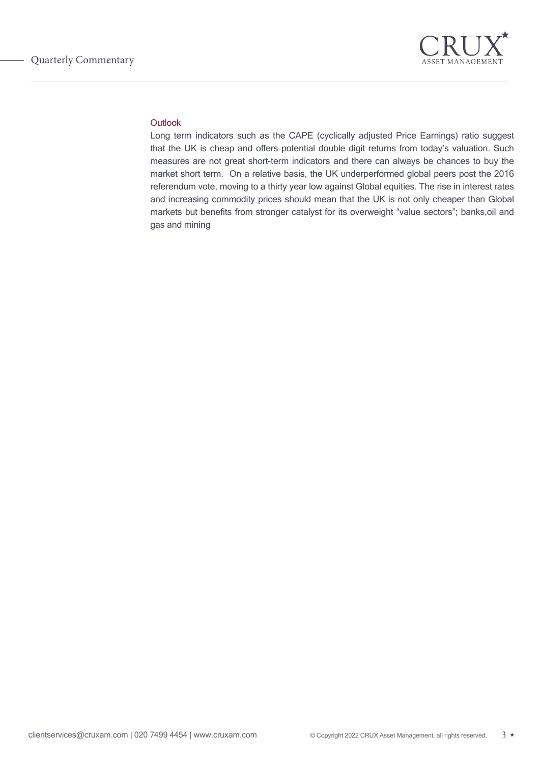## Outlook

Long term indicators such as the CAPE (cyclically adjusted Price Earnings) ratio suggest that the UK is cheap and offers potential double digit returns from today's valuation. Such measures are not great short-term indicators and there can always be chances to buy the market short term. On a relative basis, the UK underperformed global peers post the 2016 referendum vote, moving to a thirty year low against Global equities. The rise in interest rates and increasing commodity prices should mean that the UK is not only cheaper than Global markets but benefits from stronger catalyst for its overweight "value sectors"; banks,oil and gas and mining